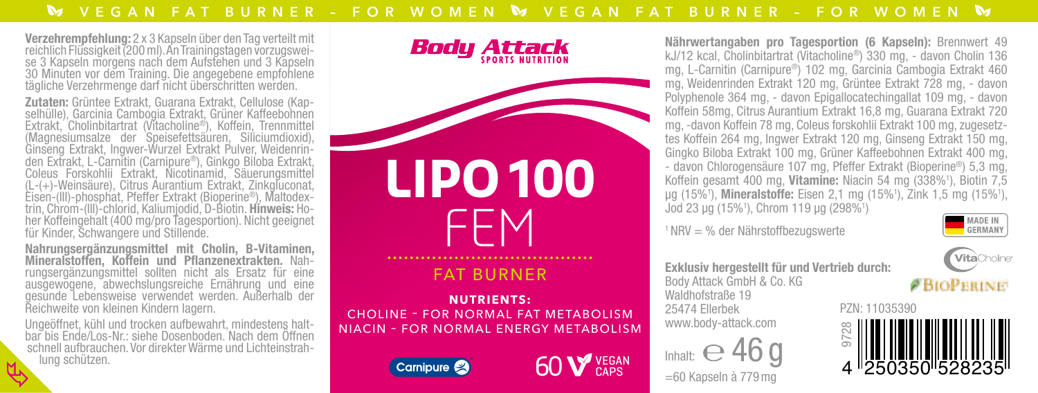VEGAN FAT BURNER – FOR WOMEN VEGAN FAT BURNER – FOR WOMEN

**Verzehrempfehlung:** 2 x 3 Kapseln über den Tag verteilt mit reichlich Flüssigkeit (200 ml). An Trainingstagen vorzugsweise 3 Kapseln morgens nach dem Aufstehen und 3 Kapseln 30 Minuten vor dem Training. Die angegebene empfohlene tägliche Verzehrmenge darf nicht überschritten werden.

**Zutaten:** Grüntee Extrakt, Guarana Extrakt, Cellulose (Kapselhülle), Garcinia Cambogia Extrakt, Grüner Kaffeebohnen Extrakt, Cholinbitartrat (Vitacholine®), Koffein, Trennmittel (Magnesiumsalze der Speisefettsäuren, Siliciumdioxid), Ginseng Extrakt, Ingwer-Wurzel Extrakt Pulver, Weidenrinden Extrakt, L-Carnitin (Carnipure®), Ginkgo Biloba Extrakt, Coleus Forskohlii Extrakt, Nicotinamid, Säuerungsmittel (L-(+)-Weinsäure), Citrus Aurantium Extrakt, Zinkgluconat, Eisen-(III)-phosphat, Pfeffer Extrakt (Bioperine®), Maltodextrin, Chrom-(III)-chlorid, Kaliumjodid, D-Biotin. **Hinweis:** Hoher Koffeingehalt (400 mg/pro Tagesportion). Nicht geeignet für Kinder, Schwangere und Stillende.

**Nahrungsergänzungsmittel mit Cholin, B-Vitaminen, Mineralstoffen, Koffein und Pflanzenextrakten.** Nahrungsergänzungsmittel sollten nicht als Ersatz für eine ausgewogene, abwechslungsreiche Ernährung und eine gesunde Lebensweise verwendet werden. Außerhalb der Reichweite von kleinen Kindern lagern.

Ungeöffnet, kühl und trocken aufbewahrt, mindestens haltbar bis Ende/Los-Nr.: siehe Dosenboden. Nach dem Öffnen schnell aufbrauchen. Vor direkter Wärme und Lichteinstrahlung schützen.

**Body Attack** SPORTS NUTRITION

# LIPO 100 FEM

## FAT BURNER

**NUTRIENTS:**
CHOLINE – FOR NORMAL FAT METABOLISM
NIACIN – FOR NORMAL ENERGY METABOLISM

Carnipure

60 VEGAN CAPS

**Nährwertangaben pro Tagesportion (6 Kapseln):** Brennwert 49 kJ/12 kcal, Cholinbitartrat (Vitacholine®) 330 mg, - davon Cholin 136 mg, L-Carnitin (Carnipure®) 102 mg, Garcinia Cambogia Extrakt 460 mg, Weidenrinden Extrakt 120 mg, Grüntee Extrakt 728 mg, - davon Polyphenole 364 mg, - davon Epigallocatechingallat 109 mg, - davon Koffein 58mg, Citrus Aurantium Extrakt 16,8 mg, Guarana Extrakt 720 mg, -davon Koffein 78 mg, Coleus forskohlii Extrakt 100 mg, zugesetztes Koffein 264 mg, Ingwer Extrakt 120 mg, Ginseng Extrakt 150 mg, Gingko Biloba Extrakt 100 mg, Grüner Kaffeebohnen Extrakt 400 mg, - davon Chlorogensäure 107 mg, Pfeffer Extrakt (Bioperine®) 5,3 mg, Koffein gesamt 400 mg, **Vitamine:** Niacin 54 mg (338%[1]), Biotin 7,5 µg (15%[1]), **Mineralstoffe:** Eisen 2,1 mg (15%[1]), Zink 1,5 mg (15%[1]), Jod 23 µg (15%[1]), Chrom 119 µg (298%[1])

[1] NRV = % der Nährstoffbezugswerte

MADE IN GERMANY

VitaCholine

BIOPERINE

**Exklusiv hergestellt für und Vertrieb durch:**
Body Attack GmbH & Co. KG
Waldhofstraße 19
25474 Ellerbek
www.body-attack.com

Inhalt: ℮ 46 g
=60 Kapseln à 779 mg

PZN: 11035390

9728

4 250350 528235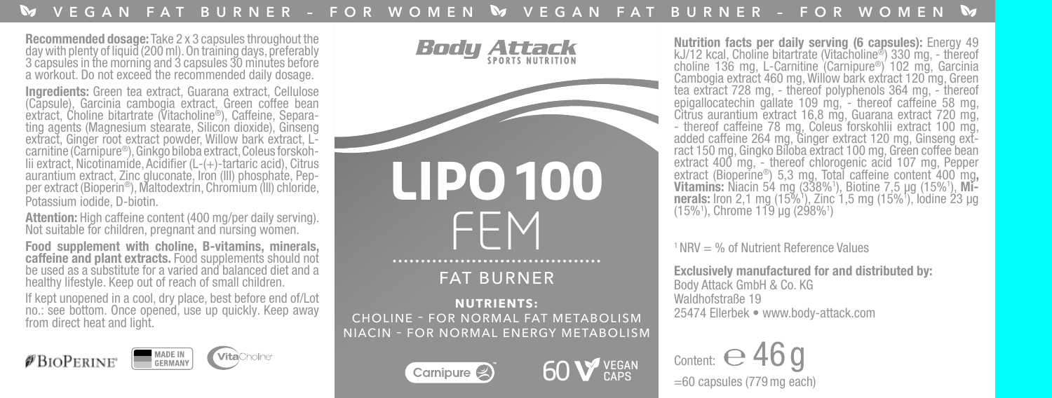VEGAN FAT BURNER – FOR WOMEN VEGAN FAT BURNER – FOR WOMEN

**Recommended dosage:** Take 2 x 3 capsules throughout the day with plenty of liquid (200 ml). On training days, preferably 3 capsules in the morning and 3 capsules 30 minutes before a workout. Do not exceed the recommended daily dosage.

**Ingredients:** Green tea extract, Guarana extract, Cellulose (Capsule), Garcinia cambogia extract, Green coffee bean extract, Choline bitartrate (Vitacholine®), Caffeine, Separating agents (Magnesium stearate, Silicon dioxide), Ginseng extract, Ginger root extract powder, Willow bark extract, L-carnitine (Carnipure®), Ginkgo biloba extract, Coleus forskohlii extract, Nicotinamide, Acidifier (L-(+)-tartaric acid), Citrus aurantium extract, Zinc gluconate, Iron (III) phosphate, Pepper extract (Bioperin®), Maltodextrin, Chromium (III) chloride, Potassium iodide, D-biotin.

**Attention:** High caffeine content (400 mg/per daily serving). Not suitable for children, pregnant and nursing women.

**Food supplement with choline, B-vitamins, minerals, caffeine and plant extracts.** Food supplements should not be used as a substitute for a varied and balanced diet and a healthy lifestyle. Keep out of reach of small children.

If kept unopened in a cool, dry place, best before end of/Lot no.: see bottom. Once opened, use up quickly. Keep away from direct heat and light.

BIOPERINE® MADE IN GERMANY VitaCholine®

# Body Attack SPORTS NUTRITION

# LIPO 100 FEM

## FAT BURNER

**NUTRIENTS:**
CHOLINE – FOR NORMAL FAT METABOLISM
NIACIN – FOR NORMAL ENERGY METABOLISM

Carnipure™ 60 VEGAN CAPS

**Nutrition facts per daily serving (6 capsules):** Energy 49 kJ/12 kcal, Choline bitartrate (Vitacholine®) 330 mg, - thereof choline 136 mg, L-Carnitine (Carnipure®) 102 mg, Garcinia Cambogia extract 460 mg, Willow bark extract 120 mg, Green tea extract 728 mg, - thereof polyphenols 364 mg, - thereof epigallocatechin gallate 109 mg, - thereof caffeine 58 mg, Citrus aurantium extract 16,8 mg, Guarana extract 720 mg, - thereof caffeine 78 mg, Coleus forskohlii extract 100 mg, added caffeine 264 mg, Ginger extract 120 mg, Ginseng extract 150 mg, Gingko Biloba extract 100 mg, Green coffee bean extract 400 mg, - thereof chlorogenic acid 107 mg, Pepper extract (Bioperine®) 5,3 mg, Total caffeine content 400 mg, **Vitamins:** Niacin 54 mg (338%[1]), Biotine 7,5 µg (15%[1]), **Minerals:** Iron 2,1 mg (15%[1]), Zinc 1,5 mg (15%[1]), Iodine 23 µg (15%[1]), Chrome 119 µg (298%[1])

[1] NRV = % of Nutrient Reference Values

**Exclusively manufactured for and distributed by:**
Body Attack GmbH & Co. KG
Waldhofstraße 19
25474 Ellerbek • www.body-attack.com

Content: ℮ 46 g
=60 capsules (779 mg each)